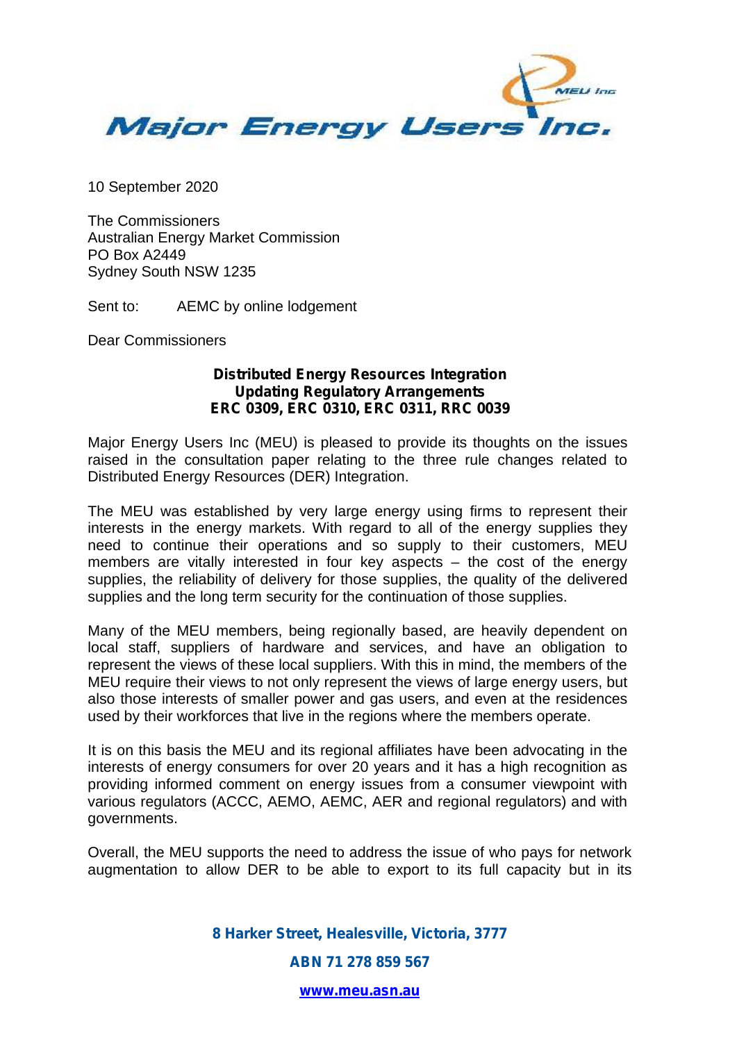**Major Energy Users Inc.**

10 September 2020

The Commissioners
Australian Energy Market Commission
PO Box A2449
Sydney South NSW 1235

Sent to: AEMC by online lodgement

Dear Commissioners

**Distributed Energy Resources Integration**
**Updating Regulatory Arrangements**
**ERC 0309, ERC 0310, ERC 0311, RRC 0039**

Major Energy Users Inc (MEU) is pleased to provide its thoughts on the issues raised in the consultation paper relating to the three rule changes related to Distributed Energy Resources (DER) Integration.

The MEU was established by very large energy using firms to represent their interests in the energy markets. With regard to all of the energy supplies they need to continue their operations and so supply to their customers, MEU members are vitally interested in four key aspects – the cost of the energy supplies, the reliability of delivery for those supplies, the quality of the delivered supplies and the long term security for the continuation of those supplies.

Many of the MEU members, being regionally based, are heavily dependent on local staff, suppliers of hardware and services, and have an obligation to represent the views of these local suppliers. With this in mind, the members of the MEU require their views to not only represent the views of large energy users, but also those interests of smaller power and gas users, and even at the residences used by their workforces that live in the regions where the members operate.

It is on this basis the MEU and its regional affiliates have been advocating in the interests of energy consumers for over 20 years and it has a high recognition as providing informed comment on energy issues from a consumer viewpoint with various regulators (ACCC, AEMO, AEMC, AER and regional regulators) and with governments.

Overall, the MEU supports the need to address the issue of who pays for network augmentation to allow DER to be able to export to its full capacity but in its

**8 Harker Street, Healesville, Victoria, 3777**

**ABN 71 278 859 567**

**www.meu.asn.au**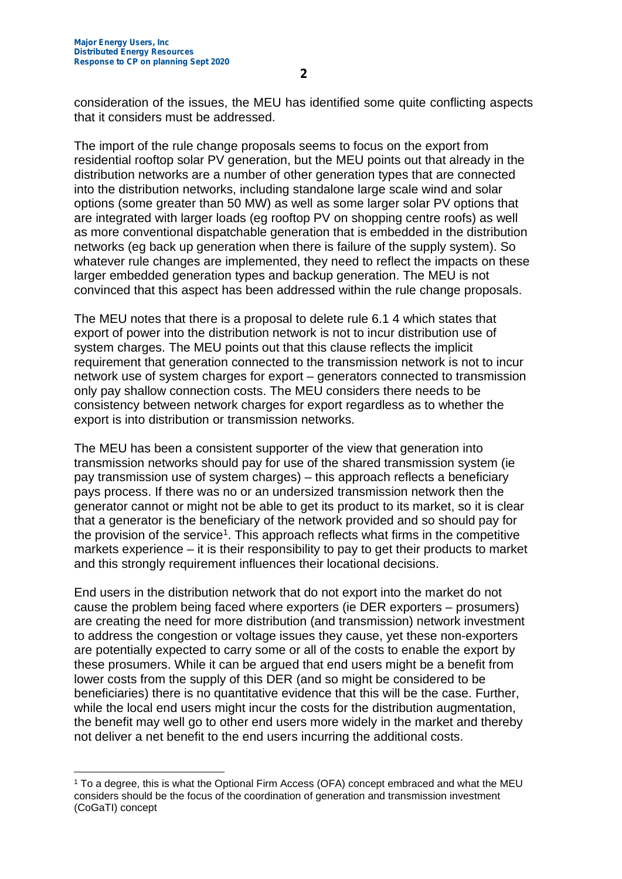consideration of the issues, the MEU has identified some quite conflicting aspects that it considers must be addressed.

The import of the rule change proposals seems to focus on the export from residential rooftop solar PV generation, but the MEU points out that already in the distribution networks are a number of other generation types that are connected into the distribution networks, including standalone large scale wind and solar options (some greater than 50 MW) as well as some larger solar PV options that are integrated with larger loads (eg rooftop PV on shopping centre roofs) as well as more conventional dispatchable generation that is embedded in the distribution networks (eg back up generation when there is failure of the supply system). So whatever rule changes are implemented, they need to reflect the impacts on these larger embedded generation types and backup generation. The MEU is not convinced that this aspect has been addressed within the rule change proposals.

The MEU notes that there is a proposal to delete rule 6.1 4 which states that export of power into the distribution network is not to incur distribution use of system charges. The MEU points out that this clause reflects the implicit requirement that generation connected to the transmission network is not to incur network use of system charges for export – generators connected to transmission only pay shallow connection costs. The MEU considers there needs to be consistency between network charges for export regardless as to whether the export is into distribution or transmission networks.

The MEU has been a consistent supporter of the view that generation into transmission networks should pay for use of the shared transmission system (ie pay transmission use of system charges) – this approach reflects a beneficiary pays process. If there was no or an undersized transmission network then the generator cannot or might not be able to get its product to its market, so it is clear that a generator is the beneficiary of the network provided and so should pay for the provision of the service[1]. This approach reflects what firms in the competitive markets experience – it is their responsibility to pay to get their products to market and this strongly requirement influences their locational decisions.

End users in the distribution network that do not export into the market do not cause the problem being faced where exporters (ie DER exporters – prosumers) are creating the need for more distribution (and transmission) network investment to address the congestion or voltage issues they cause, yet these non-exporters are potentially expected to carry some or all of the costs to enable the export by these prosumers. While it can be argued that end users might be a benefit from lower costs from the supply of this DER (and so might be considered to be beneficiaries) there is no quantitative evidence that this will be the case. Further, while the local end users might incur the costs for the distribution augmentation, the benefit may well go to other end users more widely in the market and thereby not deliver a net benefit to the end users incurring the additional costs.

---

[1] To a degree, this is what the Optional Firm Access (OFA) concept embraced and what the MEU considers should be the focus of the coordination of generation and transmission investment (CoGaTI) concept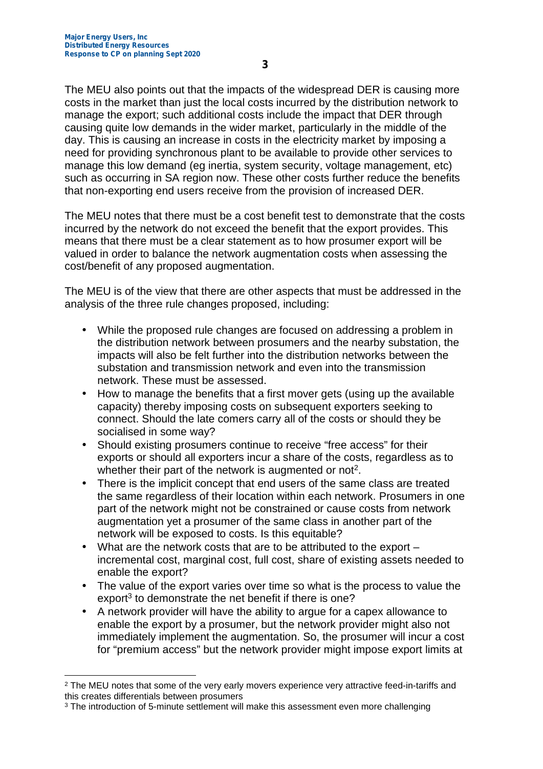The MEU also points out that the impacts of the widespread DER is causing more costs in the market than just the local costs incurred by the distribution network to manage the export; such additional costs include the impact that DER through causing quite low demands in the wider market, particularly in the middle of the day. This is causing an increase in costs in the electricity market by imposing a need for providing synchronous plant to be available to provide other services to manage this low demand (eg inertia, system security, voltage management, etc) such as occurring in SA region now. These other costs further reduce the benefits that non-exporting end users receive from the provision of increased DER.

The MEU notes that there must be a cost benefit test to demonstrate that the costs incurred by the network do not exceed the benefit that the export provides. This means that there must be a clear statement as to how prosumer export will be valued in order to balance the network augmentation costs when assessing the cost/benefit of any proposed augmentation.

The MEU is of the view that there are other aspects that must be addressed in the analysis of the three rule changes proposed, including:

- While the proposed rule changes are focused on addressing a problem in the distribution network between prosumers and the nearby substation, the impacts will also be felt further into the distribution networks between the substation and transmission network and even into the transmission network. These must be assessed.
- How to manage the benefits that a first mover gets (using up the available capacity) thereby imposing costs on subsequent exporters seeking to connect. Should the late comers carry all of the costs or should they be socialised in some way?
- Should existing prosumers continue to receive "free access" for their exports or should all exporters incur a share of the costs, regardless as to whether their part of the network is augmented or not[2].
- There is the implicit concept that end users of the same class are treated the same regardless of their location within each network. Prosumers in one part of the network might not be constrained or cause costs from network augmentation yet a prosumer of the same class in another part of the network will be exposed to costs. Is this equitable?
- What are the network costs that are to be attributed to the export – incremental cost, marginal cost, full cost, share of existing assets needed to enable the export?
- The value of the export varies over time so what is the process to value the export[3] to demonstrate the net benefit if there is one?
- A network provider will have the ability to argue for a capex allowance to enable the export by a prosumer, but the network provider might also not immediately implement the augmentation. So, the prosumer will incur a cost for "premium access" but the network provider might impose export limits at

[2] The MEU notes that some of the very early movers experience very attractive feed-in-tariffs and this creates differentials between prosumers

[3] The introduction of 5-minute settlement will make this assessment even more challenging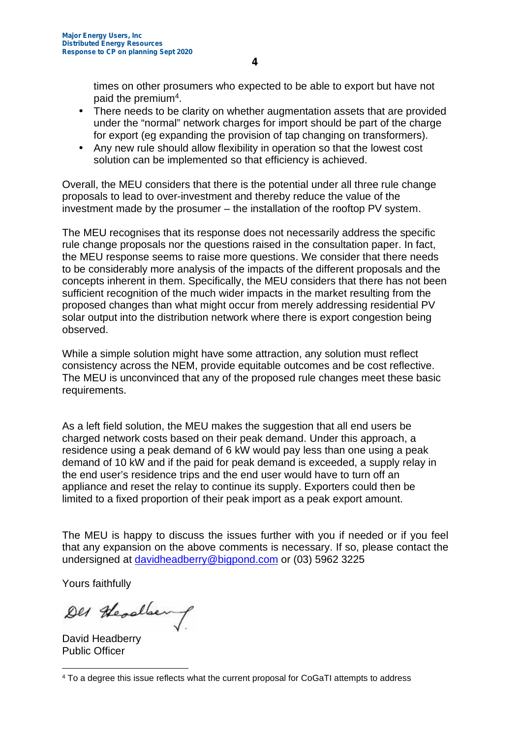times on other prosumers who expected to be able to export but have not paid the premium[4].

- There needs to be clarity on whether augmentation assets that are provided under the "normal" network charges for import should be part of the charge for export (eg expanding the provision of tap changing on transformers).
- Any new rule should allow flexibility in operation so that the lowest cost solution can be implemented so that efficiency is achieved.

Overall, the MEU considers that there is the potential under all three rule change proposals to lead to over-investment and thereby reduce the value of the investment made by the prosumer – the installation of the rooftop PV system.

The MEU recognises that its response does not necessarily address the specific rule change proposals nor the questions raised in the consultation paper. In fact, the MEU response seems to raise more questions. We consider that there needs to be considerably more analysis of the impacts of the different proposals and the concepts inherent in them. Specifically, the MEU considers that there has not been sufficient recognition of the much wider impacts in the market resulting from the proposed changes than what might occur from merely addressing residential PV solar output into the distribution network where there is export congestion being observed.

While a simple solution might have some attraction, any solution must reflect consistency across the NEM, provide equitable outcomes and be cost reflective. The MEU is unconvinced that any of the proposed rule changes meet these basic requirements.

As a left field solution, the MEU makes the suggestion that all end users be charged network costs based on their peak demand. Under this approach, a residence using a peak demand of 6 kW would pay less than one using a peak demand of 10 kW and if the paid for peak demand is exceeded, a supply relay in the end user's residence trips and the end user would have to turn off an appliance and reset the relay to continue its supply. Exporters could then be limited to a fixed proportion of their peak import as a peak export amount.

The MEU is happy to discuss the issues further with you if needed or if you feel that any expansion on the above comments is necessary. If so, please contact the undersigned at davidheadberry@bigpond.com or (03) 5962 3225

Yours faithfully

David Headberry
Public Officer

[4] To a degree this issue reflects what the current proposal for CoGaTI attempts to address